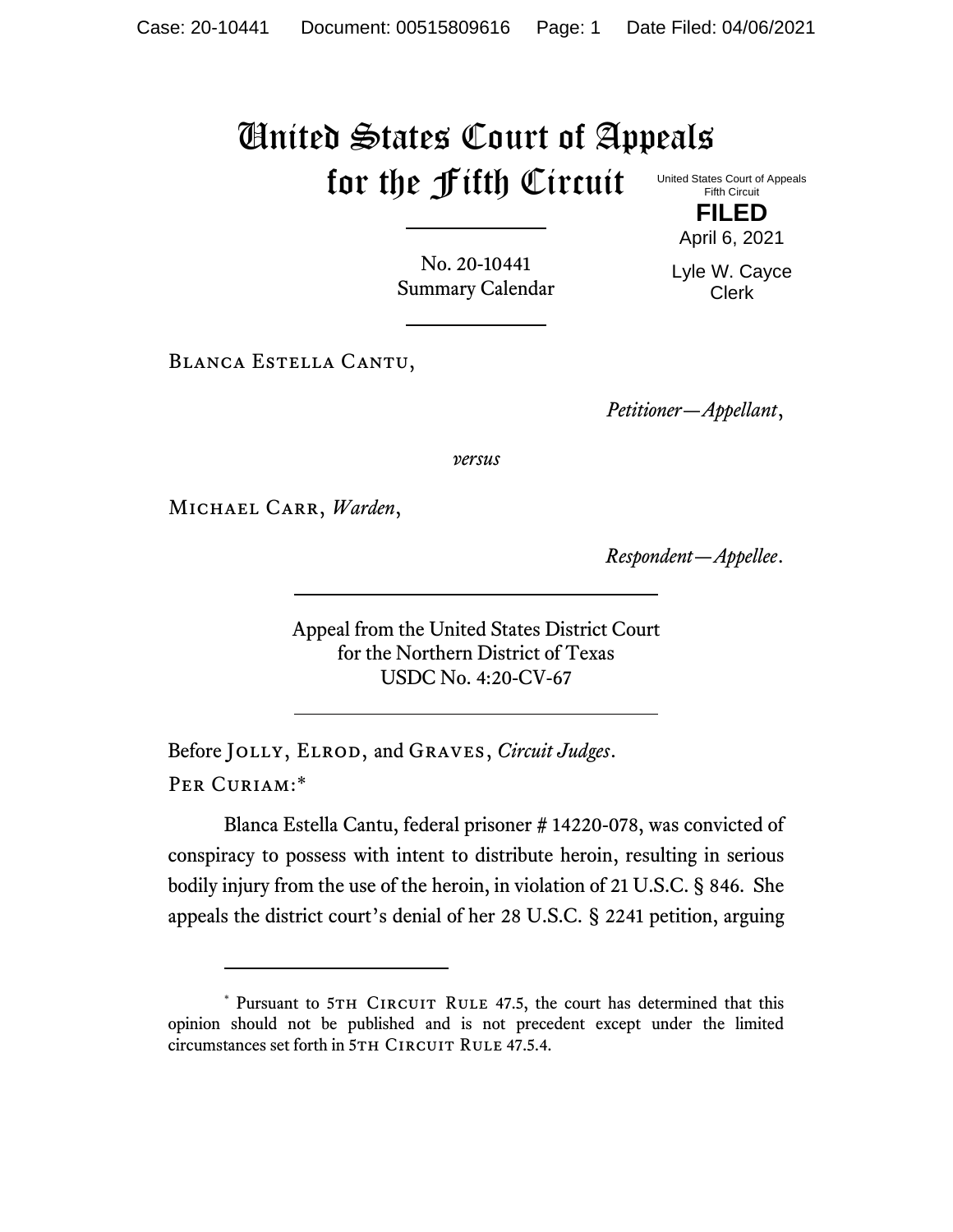# United States Court of Appeals for the Fifth Circuit

United States Court of Appeals
Fifth Circuit

**FILED**

April 6, 2021

Lyle W. Cayce
Clerk

No. 20-10441
Summary Calendar

---

Blanca Estella Cantu,

*Petitioner—Appellant*,

*versus*

Michael Carr, *Warden*,

*Respondent—Appellee*.

---

Appeal from the United States District Court
for the Northern District of Texas
USDC No. 4:20-CV-67

---

Before Jolly, Elrod, and Graves, *Circuit Judges*.

Per Curiam:*

Blanca Estella Cantu, federal prisoner # 14220-078, was convicted of conspiracy to possess with intent to distribute heroin, resulting in serious bodily injury from the use of the heroin, in violation of 21 U.S.C. § 846. She appeals the district court's denial of her 28 U.S.C. § 2241 petition, arguing

---

\* Pursuant to 5th Circuit Rule 47.5, the court has determined that this opinion should not be published and is not precedent except under the limited circumstances set forth in 5th Circuit Rule 47.5.4.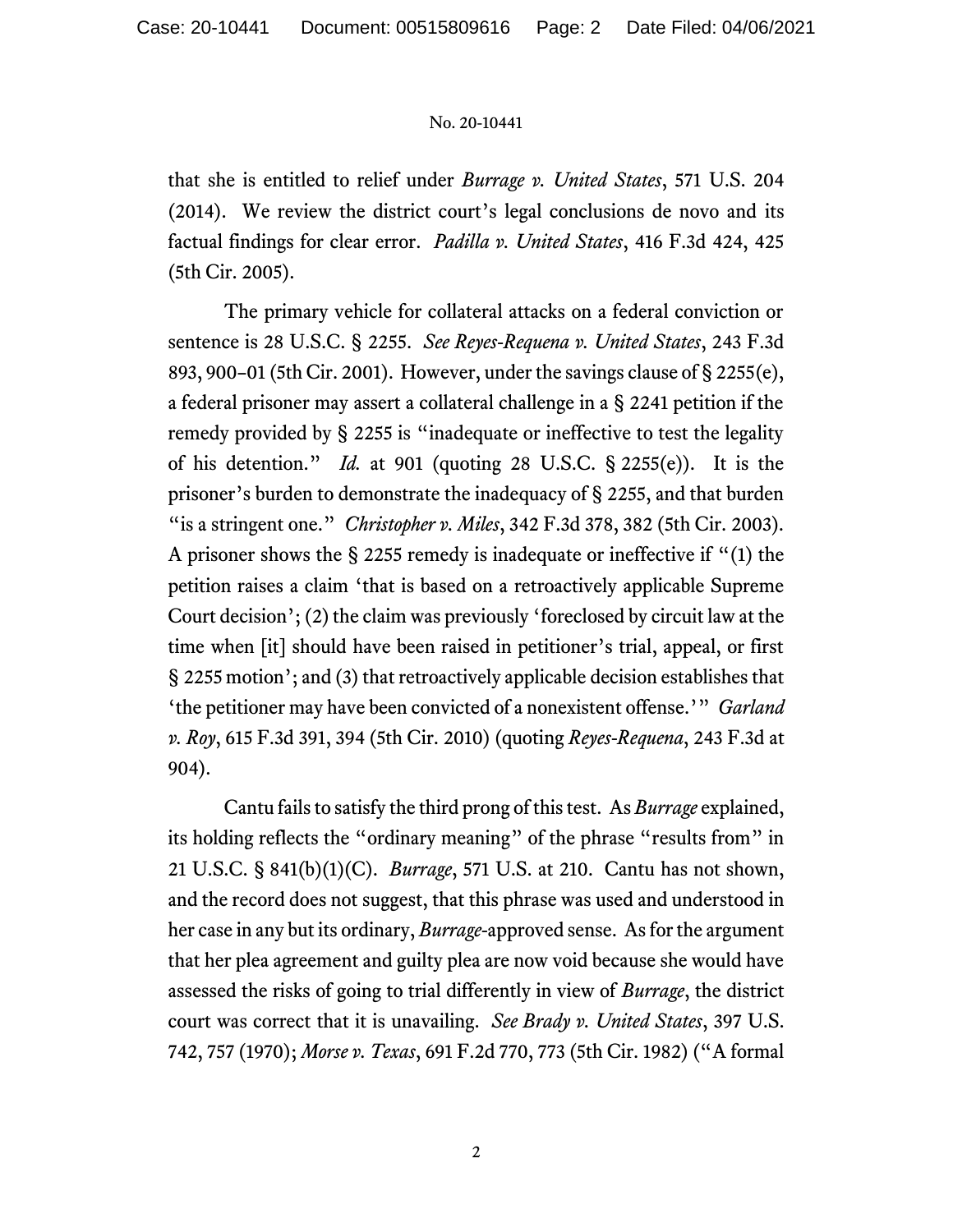that she is entitled to relief under *Burrage v. United States*, 571 U.S. 204 (2014). We review the district court's legal conclusions de novo and its factual findings for clear error. *Padilla v. United States*, 416 F.3d 424, 425 (5th Cir. 2005).

The primary vehicle for collateral attacks on a federal conviction or sentence is 28 U.S.C. § 2255. *See Reyes-Requena v. United States*, 243 F.3d 893, 900–01 (5th Cir. 2001). However, under the savings clause of § 2255(e), a federal prisoner may assert a collateral challenge in a § 2241 petition if the remedy provided by § 2255 is "inadequate or ineffective to test the legality of his detention." *Id.* at 901 (quoting 28 U.S.C. § 2255(e)). It is the prisoner's burden to demonstrate the inadequacy of § 2255, and that burden "is a stringent one." *Christopher v. Miles*, 342 F.3d 378, 382 (5th Cir. 2003). A prisoner shows the § 2255 remedy is inadequate or ineffective if "(1) the petition raises a claim 'that is based on a retroactively applicable Supreme Court decision'; (2) the claim was previously 'foreclosed by circuit law at the time when [it] should have been raised in petitioner's trial, appeal, or first § 2255 motion'; and (3) that retroactively applicable decision establishes that 'the petitioner may have been convicted of a nonexistent offense.'" *Garland v. Roy*, 615 F.3d 391, 394 (5th Cir. 2010) (quoting *Reyes-Requena*, 243 F.3d at 904).

Cantu fails to satisfy the third prong of this test. As *Burrage* explained, its holding reflects the "ordinary meaning" of the phrase "results from" in 21 U.S.C. § 841(b)(1)(C). *Burrage*, 571 U.S. at 210. Cantu has not shown, and the record does not suggest, that this phrase was used and understood in her case in any but its ordinary, *Burrage*-approved sense. As for the argument that her plea agreement and guilty plea are now void because she would have assessed the risks of going to trial differently in view of *Burrage*, the district court was correct that it is unavailing. *See Brady v. United States*, 397 U.S. 742, 757 (1970); *Morse v. Texas*, 691 F.2d 770, 773 (5th Cir. 1982) ("A formal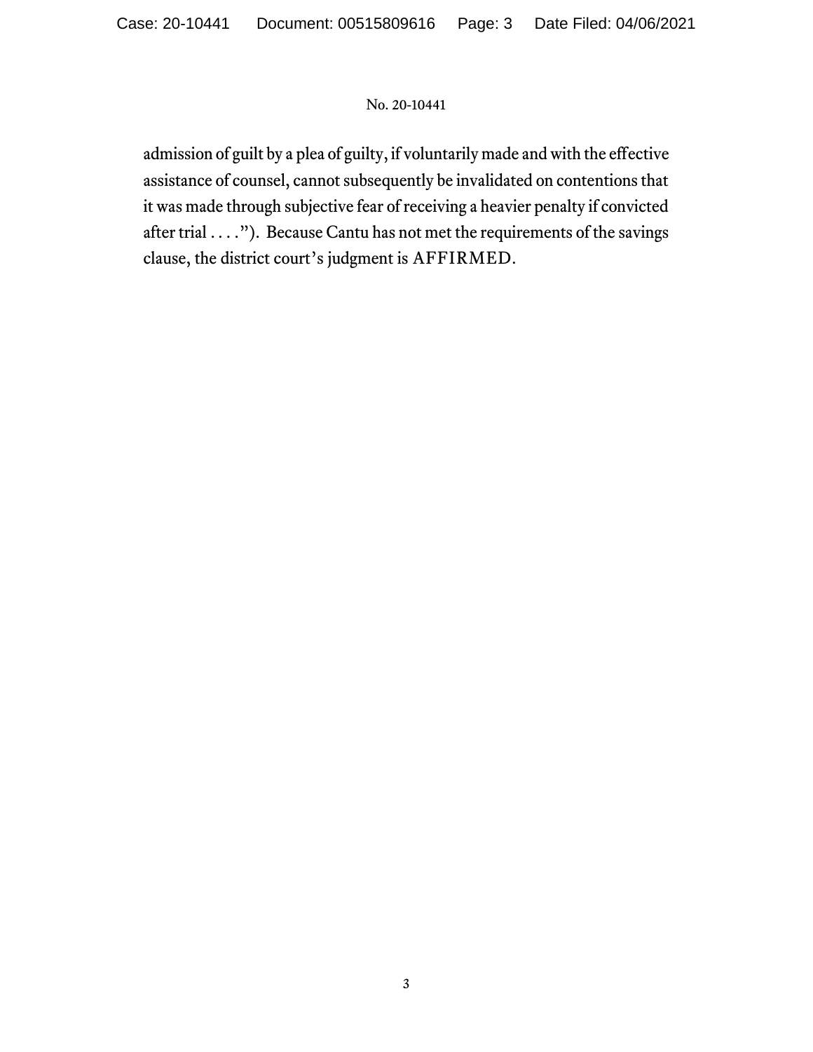admission of guilt by a plea of guilty, if voluntarily made and with the effective assistance of counsel, cannot subsequently be invalidated on contentions that it was made through subjective fear of receiving a heavier penalty if convicted after trial . . . ."). Because Cantu has not met the requirements of the savings clause, the district court's judgment is AFFIRMED.